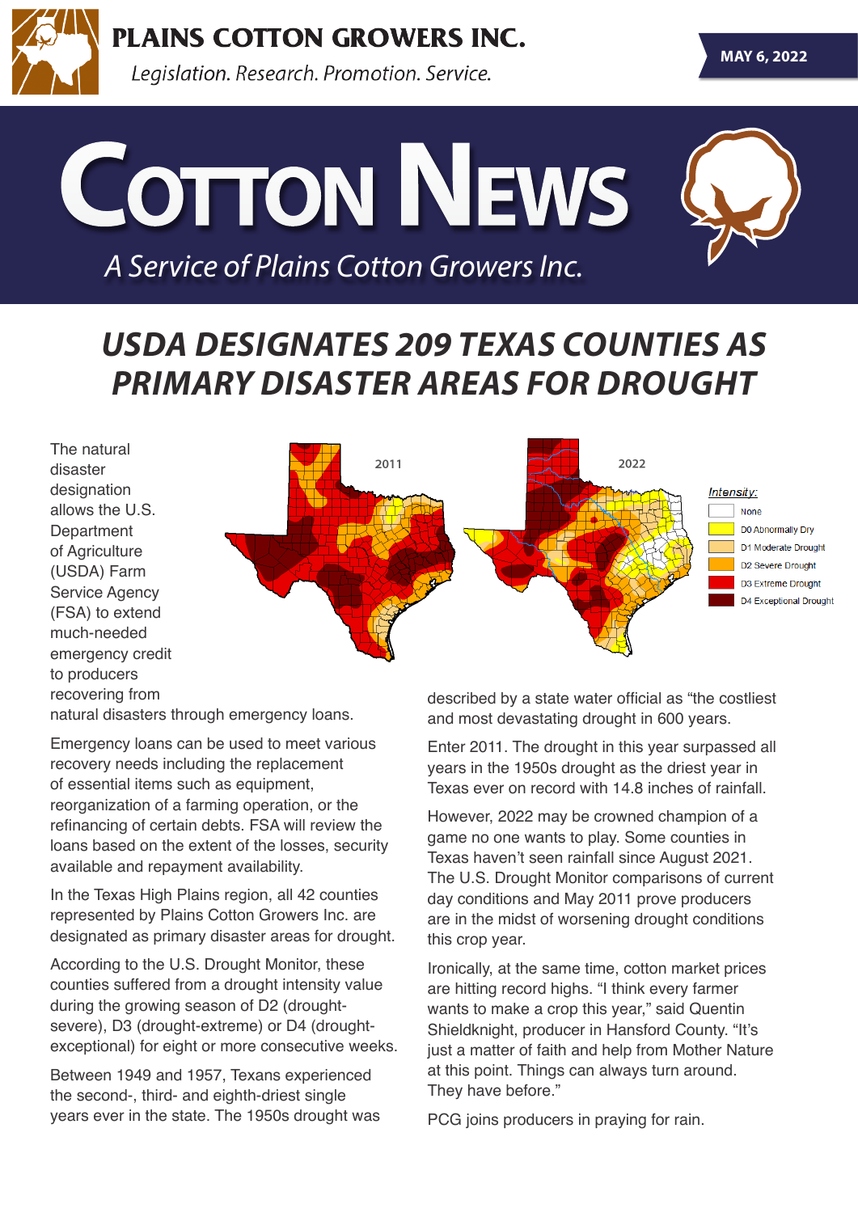# PLAINS COTTON GROWERS INC.

*Legislation. Research. Promotion. Service.*

MAY 6, 2022

# COTTON NEWS

*A Service of Plains Cotton Growers Inc.*

## USDA DESIGNATES 209 TEXAS COUNTIES AS PRIMARY DISASTER AREAS FOR DROUGHT

The natural disaster designation allows the U.S. Department of Agriculture (USDA) Farm Service Agency (FSA) to extend much-needed emergency credit to producers recovering from natural disasters through emergency loans.

Emergency loans can be used to meet various recovery needs including the replacement of essential items such as equipment, reorganization of a farming operation, or the refinancing of certain debts. FSA will review the loans based on the extent of the losses, security available and repayment availability.

In the Texas High Plains region, all 42 counties represented by Plains Cotton Growers Inc. are designated as primary disaster areas for drought.

According to the U.S. Drought Monitor, these counties suffered from a drought intensity value during the growing season of D2 (drought-severe), D3 (drought-extreme) or D4 (drought-exceptional) for eight or more consecutive weeks.

Between 1949 and 1957, Texans experienced the second-, third- and eighth-driest single years ever in the state. The 1950s drought was described by a state water official as "the costliest and most devastating drought in 600 years.

Enter 2011. The drought in this year surpassed all years in the 1950s drought as the driest year in Texas ever on record with 14.8 inches of rainfall.

However, 2022 may be crowned champion of a game no one wants to play. Some counties in Texas haven't seen rainfall since August 2021. The U.S. Drought Monitor comparisons of current day conditions and May 2011 prove producers are in the midst of worsening drought conditions this crop year.

Ironically, at the same time, cotton market prices are hitting record highs. "I think every farmer wants to make a crop this year," said Quentin Shieldknight, producer in Hansford County. "It's just a matter of faith and help from Mother Nature at this point. Things can always turn around. They have before."

PCG joins producers in praying for rain.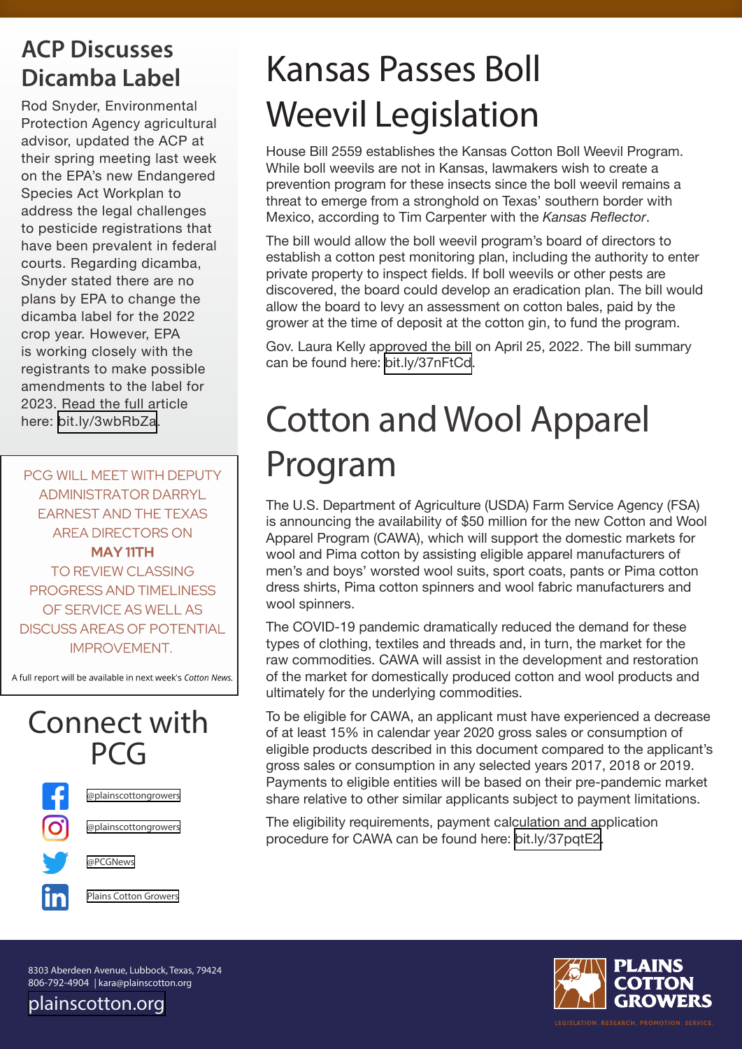## ACP Discusses Dicamba Label

Rod Snyder, Environmental Protection Agency agricultural advisor, updated the ACP at their spring meeting last week on the EPA's new Endangered Species Act Workplan to address the legal challenges to pesticide registrations that have been prevalent in federal courts. Regarding dicamba, Snyder stated there are no plans by EPA to change the dicamba label for the 2022 crop year. However, EPA is working closely with the registrants to make possible amendments to the label for 2023. Read the full article here: bit.ly/3wbRbZa.

PCG WILL MEET WITH DEPUTY ADMINISTRATOR DARRYL EARNEST AND THE TEXAS AREA DIRECTORS ON **MAY 11TH** TO REVIEW CLASSING PROGRESS AND TIMELINESS OF SERVICE AS WELL AS DISCUSS AREAS OF POTENTIAL IMPROVEMENT.

A full report will be available in next week's *Cotton News.*

## Connect with PCG

Facebook: @plainscottongrowers

Instagram: @plainscottongrowers

Twitter: @PCGNews

LinkedIn: Plains Cotton Growers

# Kansas Passes Boll Weevil Legislation

House Bill 2559 establishes the Kansas Cotton Boll Weevil Program. While boll weevils are not in Kansas, lawmakers wish to create a prevention program for these insects since the boll weevil remains a threat to emerge from a stronghold on Texas' southern border with Mexico, according to Tim Carpenter with the *Kansas Reflector*.

The bill would allow the boll weevil program's board of directors to establish a cotton pest monitoring plan, including the authority to enter private property to inspect fields. If boll weevils or other pests are discovered, the board could develop an eradication plan. The bill would allow the board to levy an assessment on cotton bales, paid by the grower at the time of deposit at the cotton gin, to fund the program.

Gov. Laura Kelly approved the bill on April 25, 2022. The bill summary can be found here: bit.ly/37nFtCd.

# Cotton and Wool Apparel Program

The U.S. Department of Agriculture (USDA) Farm Service Agency (FSA) is announcing the availability of $50 million for the new Cotton and Wool Apparel Program (CAWA), which will support the domestic markets for wool and Pima cotton by assisting eligible apparel manufacturers of men's and boys' worsted wool suits, sport coats, pants or Pima cotton dress shirts, Pima cotton spinners and wool fabric manufacturers and wool spinners.

The COVID-19 pandemic dramatically reduced the demand for these types of clothing, textiles and threads and, in turn, the market for the raw commodities. CAWA will assist in the development and restoration of the market for domestically produced cotton and wool products and ultimately for the underlying commodities.

To be eligible for CAWA, an applicant must have experienced a decrease of at least 15% in calendar year 2020 gross sales or consumption of eligible products described in this document compared to the applicant's gross sales or consumption in any selected years 2017, 2018 or 2019. Payments to eligible entities will be based on their pre-pandemic market share relative to other similar applicants subject to payment limitations.

The eligibility requirements, payment calculation and application procedure for CAWA can be found here: bit.ly/37pqtE2.

8303 Aberdeen Avenue, Lubbock, Texas, 79424
806-792-4904 | kara@plainscotton.org

plainscotton.org

PLAINS COTTON GROWERS

LEGISLATION. RESEARCH. PROMOTION. SERVICE.